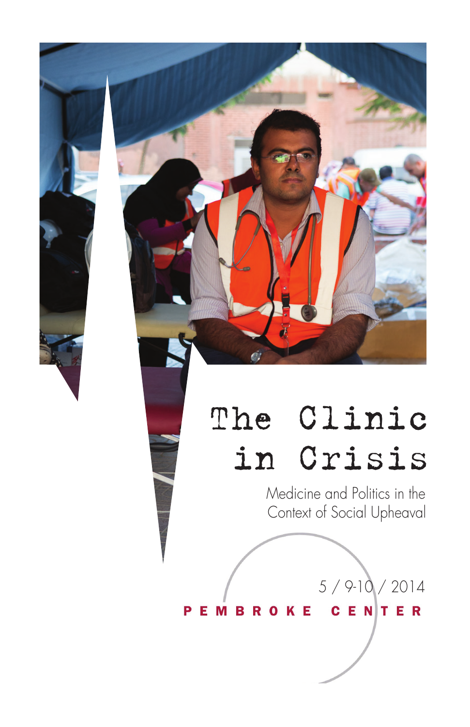# The Clinic in Crisis

Medicine and Politics in the Context of Social Upheaval

5 / 9-10 / 2014

**PEMBROKE CENTER**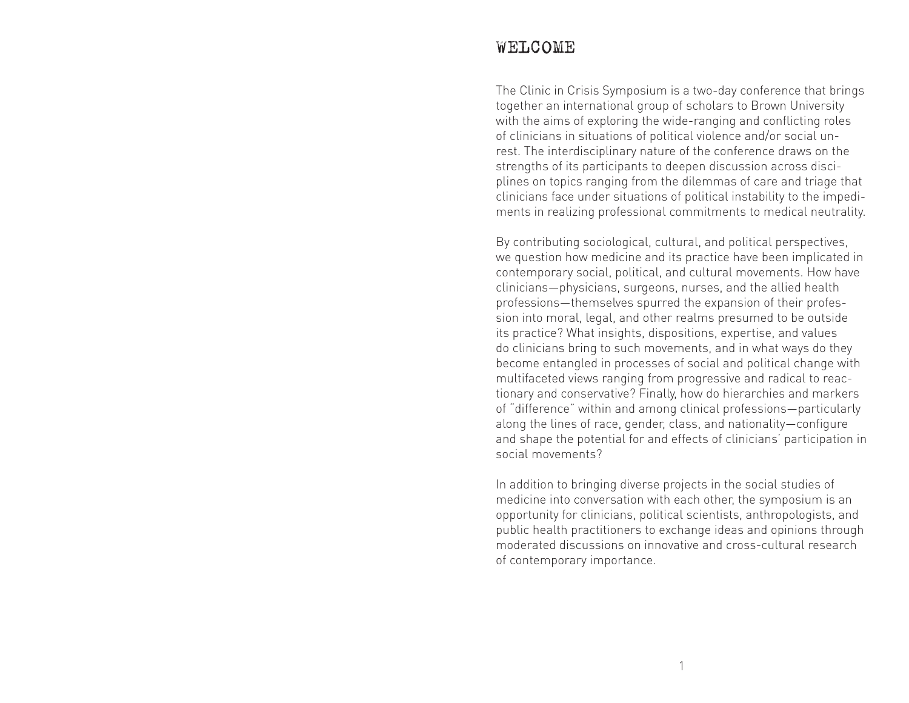# WELCOME

The Clinic in Crisis Symposium is a two-day conference that brings together an international group of scholars to Brown University with the aims of exploring the wide-ranging and conflicting roles of clinicians in situations of political violence and/or social unrest. The interdisciplinary nature of the conference draws on the strengths of its participants to deepen discussion across disciplines on topics ranging from the dilemmas of care and triage that clinicians face under situations of political instability to the impediments in realizing professional commitments to medical neutrality.

By contributing sociological, cultural, and political perspectives, we question how medicine and its practice have been implicated in contemporary social, political, and cultural movements. How have clinicians—physicians, surgeons, nurses, and the allied health professions—themselves spurred the expansion of their profession into moral, legal, and other realms presumed to be outside its practice? What insights, dispositions, expertise, and values do clinicians bring to such movements, and in what ways do they become entangled in processes of social and political change with multifaceted views ranging from progressive and radical to reactionary and conservative? Finally, how do hierarchies and markers of "difference" within and among clinical professions—particularly along the lines of race, gender, class, and nationality—configure and shape the potential for and effects of clinicians' participation in social movements?

In addition to bringing diverse projects in the social studies of medicine into conversation with each other, the symposium is an opportunity for clinicians, political scientists, anthropologists, and public health practitioners to exchange ideas and opinions through moderated discussions on innovative and cross-cultural research of contemporary importance.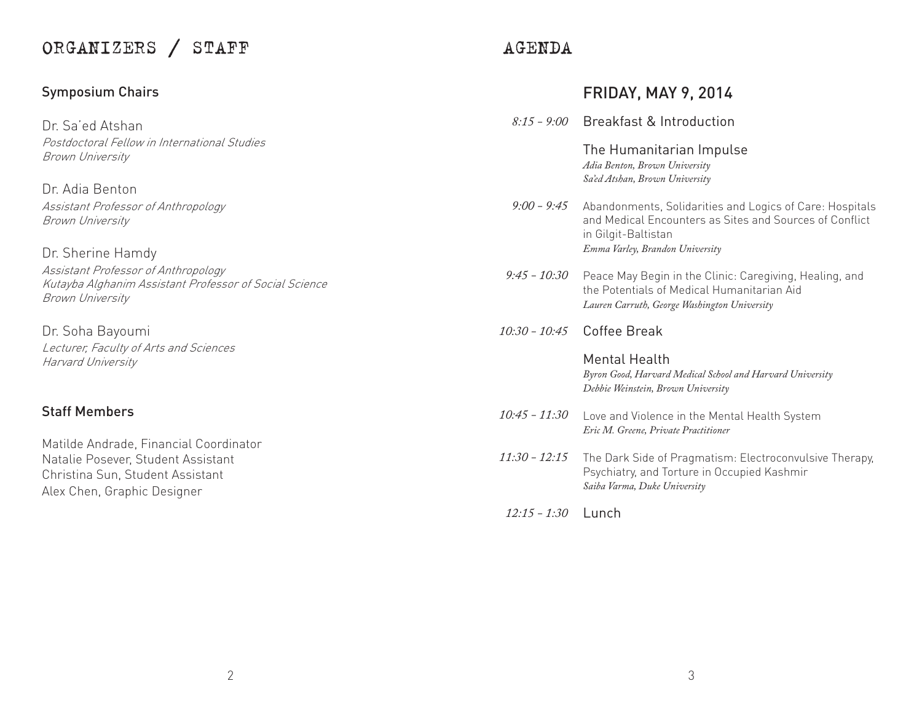# ORGANIZERS / STAFF

## Symposium Chairs

Dr. Sa'ed Atshan
*Postdoctoral Fellow in International Studies*
*Brown University*

Dr. Adia Benton
*Assistant Professor of Anthropology*
*Brown University*

Dr. Sherine Hamdy
*Assistant Professor of Anthropology*
*Kutayba Alghanim Assistant Professor of Social Science*
*Brown University*

Dr. Soha Bayoumi
*Lecturer, Faculty of Arts and Sciences*
*Harvard University*

## Staff Members

Matilde Andrade, Financial Coordinator
Natalie Posever, Student Assistant
Christina Sun, Student Assistant
Alex Chen, Graphic Designer

# AGENDA

## FRIDAY, MAY 9, 2014

*8:15 - 9:00* Breakfast & Introduction

### The Humanitarian Impulse

*Adia Benton, Brown University*
*Sa'ed Atshan, Brown University*

*9:00 - 9:45* Abandonments, Solidarities and Logics of Care: Hospitals and Medical Encounters as Sites and Sources of Conflict in Gilgit-Baltistan
*Emma Varley, Brandon University*

*9:45 - 10:30* Peace May Begin in the Clinic: Caregiving, Healing, and the Potentials of Medical Humanitarian Aid
*Lauren Carruth, George Washington University*

*10:30 - 10:45* Coffee Break

### Mental Health

*Byron Good, Harvard Medical School and Harvard University*
*Debbie Weinstein, Brown University*

*10:45 - 11:30* Love and Violence in the Mental Health System
*Eric M. Greene, Private Practitioner*

*11:30 - 12:15* The Dark Side of Pragmatism: Electroconvulsive Therapy, Psychiatry, and Torture in Occupied Kashmir
*Saiba Varma, Duke University*

*12:15 - 1:30* Lunch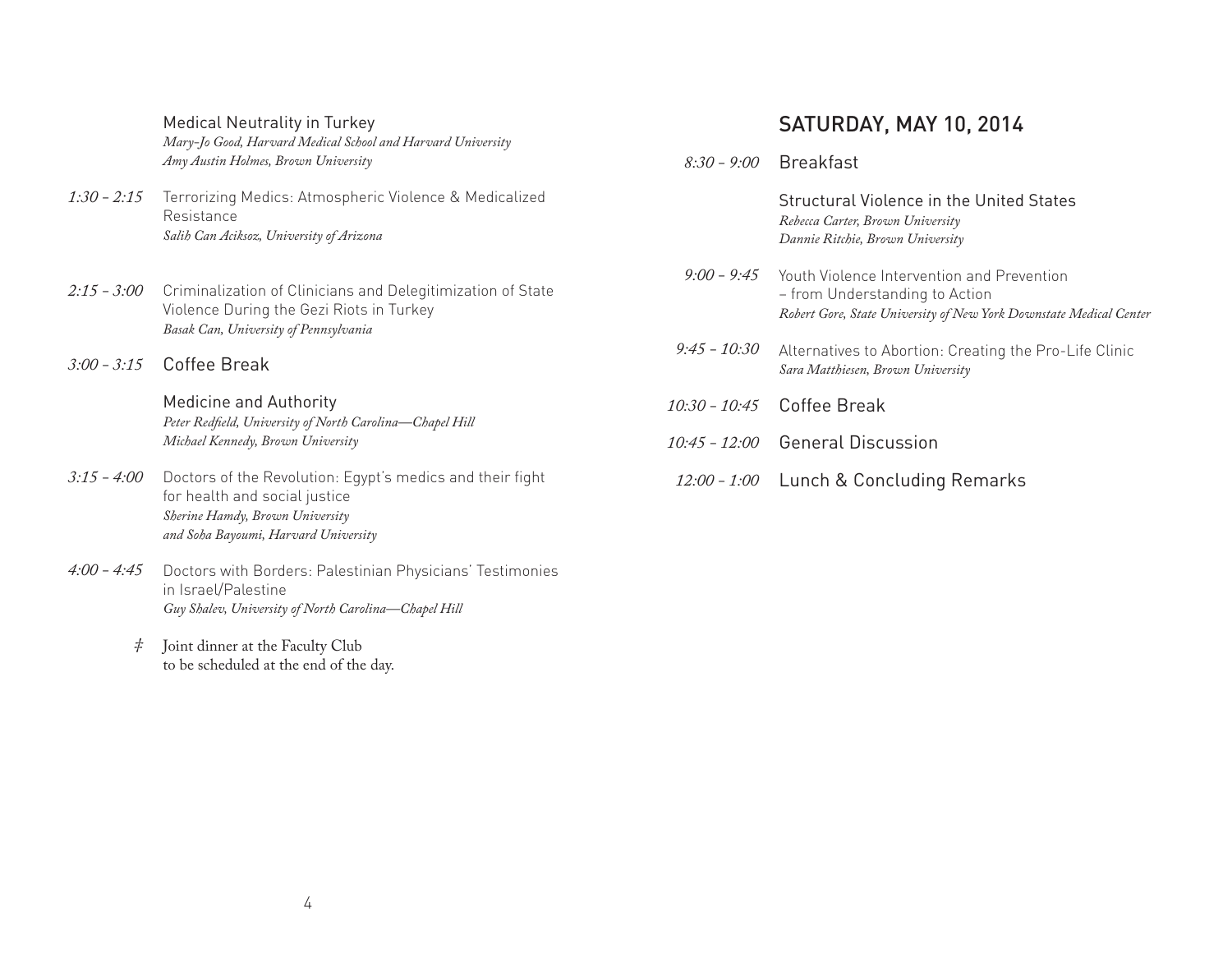Medical Neutrality in Turkey
*Mary-Jo Good, Harvard Medical School and Harvard University*
*Amy Austin Holmes, Brown University*

*1:30 – 2:15* Terrorizing Medics: Atmospheric Violence & Medicalized Resistance
*Salih Can Aciksoz, University of Arizona*

*2:15 – 3:00* Criminalization of Clinicians and Delegitimization of State Violence During the Gezi Riots in Turkey
*Basak Can, University of Pennsylvania*

*3:00 – 3:15* Coffee Break

Medicine and Authority
*Peter Redfield, University of North Carolina—Chapel Hill*
*Michael Kennedy, Brown University*

*3:15 – 4:00* Doctors of the Revolution: Egypt's medics and their fight for health and social justice
*Sherine Hamdy, Brown University*
*and Soha Bayoumi, Harvard University*

*4:00 – 4:45* Doctors with Borders: Palestinian Physicians' Testimonies in Israel/Palestine
*Guy Shalev, University of North Carolina—Chapel Hill*

‡ Joint dinner at the Faculty Club to be scheduled at the end of the day.

## SATURDAY, MAY 10, 2014

*8:30 – 9:00* Breakfast

Structural Violence in the United States
*Rebecca Carter, Brown University*
*Dannie Ritchie, Brown University*

*9:00 – 9:45* Youth Violence Intervention and Prevention – from Understanding to Action
*Robert Gore, State University of New York Downstate Medical Center*

*9:45 – 10:30* Alternatives to Abortion: Creating the Pro-Life Clinic
*Sara Matthiesen, Brown University*

*10:30 – 10:45* Coffee Break

*10:45 – 12:00* General Discussion

*12:00 – 1:00* Lunch & Concluding Remarks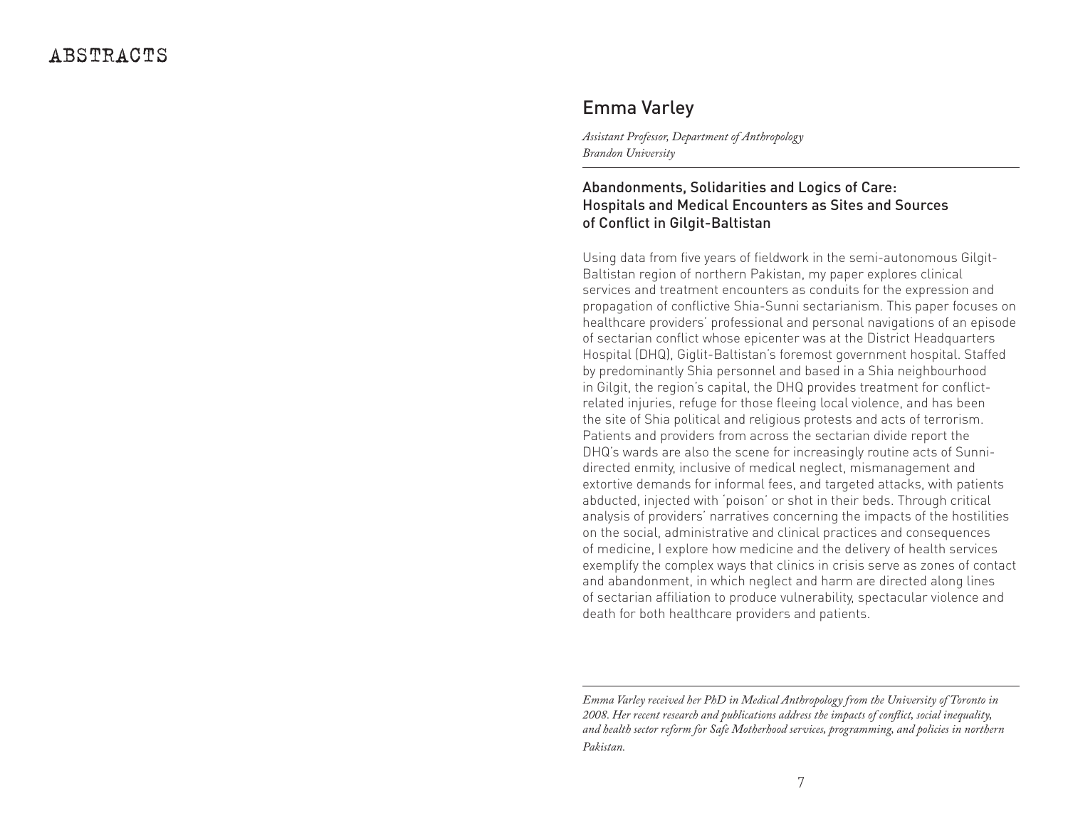# ABSTRACTS

## Emma Varley

*Assistant Professor, Department of Anthropology*
*Brandon University*

### Abandonments, Solidarities and Logics of Care: Hospitals and Medical Encounters as Sites and Sources of Conflict in Gilgit-Baltistan

Using data from five years of fieldwork in the semi-autonomous Gilgit-Baltistan region of northern Pakistan, my paper explores clinical services and treatment encounters as conduits for the expression and propagation of conflictive Shia-Sunni sectarianism. This paper focuses on healthcare providers' professional and personal navigations of an episode of sectarian conflict whose epicenter was at the District Headquarters Hospital (DHQ), Giglit-Baltistan's foremost government hospital. Staffed by predominantly Shia personnel and based in a Shia neighbourhood in Gilgit, the region's capital, the DHQ provides treatment for conflict-related injuries, refuge for those fleeing local violence, and has been the site of Shia political and religious protests and acts of terrorism. Patients and providers from across the sectarian divide report the DHQ's wards are also the scene for increasingly routine acts of Sunni-directed enmity, inclusive of medical neglect, mismanagement and extortive demands for informal fees, and targeted attacks, with patients abducted, injected with 'poison' or shot in their beds. Through critical analysis of providers' narratives concerning the impacts of the hostilities on the social, administrative and clinical practices and consequences of medicine, I explore how medicine and the delivery of health services exemplify the complex ways that clinics in crisis serve as zones of contact and abandonment, in which neglect and harm are directed along lines of sectarian affiliation to produce vulnerability, spectacular violence and death for both healthcare providers and patients.

---

*Emma Varley received her PhD in Medical Anthropology from the University of Toronto in 2008. Her recent research and publications address the impacts of conflict, social inequality, and health sector reform for Safe Motherhood services, programming, and policies in northern Pakistan.*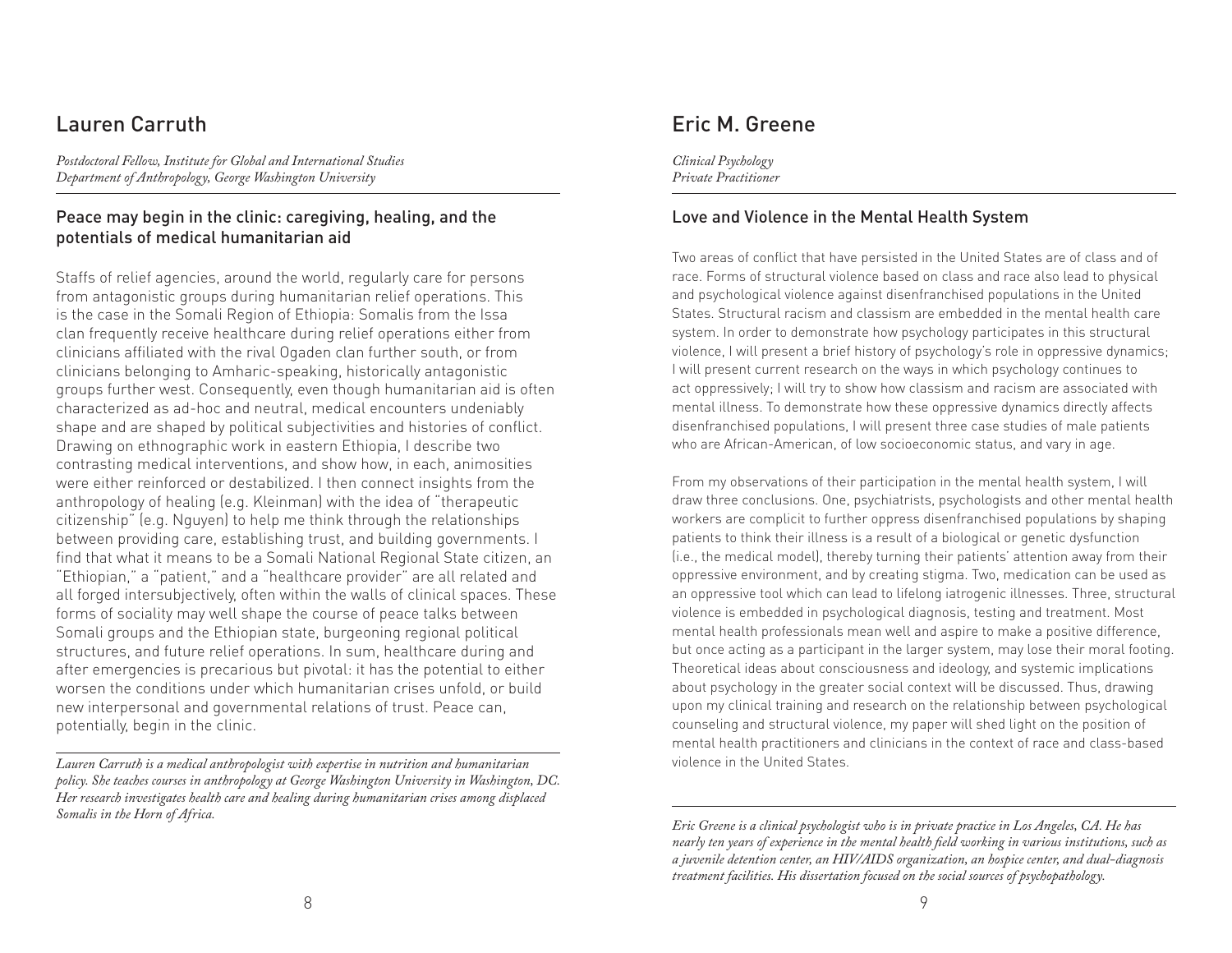## Lauren Carruth

*Postdoctoral Fellow, Institute for Global and International Studies*
*Department of Anthropology, George Washington University*

### Peace may begin in the clinic: caregiving, healing, and the potentials of medical humanitarian aid

Staffs of relief agencies, around the world, regularly care for persons from antagonistic groups during humanitarian relief operations. This is the case in the Somali Region of Ethiopia: Somalis from the Issa clan frequently receive healthcare during relief operations either from clinicians affiliated with the rival Ogaden clan further south, or from clinicians belonging to Amharic-speaking, historically antagonistic groups further west. Consequently, even though humanitarian aid is often characterized as ad-hoc and neutral, medical encounters undeniably shape and are shaped by political subjectivities and histories of conflict. Drawing on ethnographic work in eastern Ethiopia, I describe two contrasting medical interventions, and show how, in each, animosities were either reinforced or destabilized. I then connect insights from the anthropology of healing (e.g. Kleinman) with the idea of "therapeutic citizenship" (e.g. Nguyen) to help me think through the relationships between providing care, establishing trust, and building governments. I find that what it means to be a Somali National Regional State citizen, an "Ethiopian," a "patient," and a "healthcare provider" are all related and all forged intersubjectively, often within the walls of clinical spaces. These forms of sociality may well shape the course of peace talks between Somali groups and the Ethiopian state, burgeoning regional political structures, and future relief operations. In sum, healthcare during and after emergencies is precarious but pivotal: it has the potential to either worsen the conditions under which humanitarian crises unfold, or build new interpersonal and governmental relations of trust. Peace can, potentially, begin in the clinic.

---

*Lauren Carruth is a medical anthropologist with expertise in nutrition and humanitarian policy. She teaches courses in anthropology at George Washington University in Washington, DC. Her research investigates health care and healing during humanitarian crises among displaced Somalis in the Horn of Africa.*

## Eric M. Greene

*Clinical Psychology*
*Private Practitioner*

### Love and Violence in the Mental Health System

Two areas of conflict that have persisted in the United States are of class and of race. Forms of structural violence based on class and race also lead to physical and psychological violence against disenfranchised populations in the United States. Structural racism and classism are embedded in the mental health care system. In order to demonstrate how psychology participates in this structural violence, I will present a brief history of psychology's role in oppressive dynamics; I will present current research on the ways in which psychology continues to act oppressively; I will try to show how classism and racism are associated with mental illness. To demonstrate how these oppressive dynamics directly affects disenfranchised populations, I will present three case studies of male patients who are African-American, of low socioeconomic status, and vary in age.

From my observations of their participation in the mental health system, I will draw three conclusions. One, psychiatrists, psychologists and other mental health workers are complicit to further oppress disenfranchised populations by shaping patients to think their illness is a result of a biological or genetic dysfunction (i.e., the medical model), thereby turning their patients' attention away from their oppressive environment, and by creating stigma. Two, medication can be used as an oppressive tool which can lead to lifelong iatrogenic illnesses. Three, structural violence is embedded in psychological diagnosis, testing and treatment. Most mental health professionals mean well and aspire to make a positive difference, but once acting as a participant in the larger system, may lose their moral footing. Theoretical ideas about consciousness and ideology, and systemic implications about psychology in the greater social context will be discussed. Thus, drawing upon my clinical training and research on the relationship between psychological counseling and structural violence, my paper will shed light on the position of mental health practitioners and clinicians in the context of race and class-based violence in the United States.

---

*Eric Greene is a clinical psychologist who is in private practice in Los Angeles, CA. He has nearly ten years of experience in the mental health field working in various institutions, such as a juvenile detention center, an HIV/AIDS organization, an hospice center, and dual-diagnosis treatment facilities. His dissertation focused on the social sources of psychopathology.*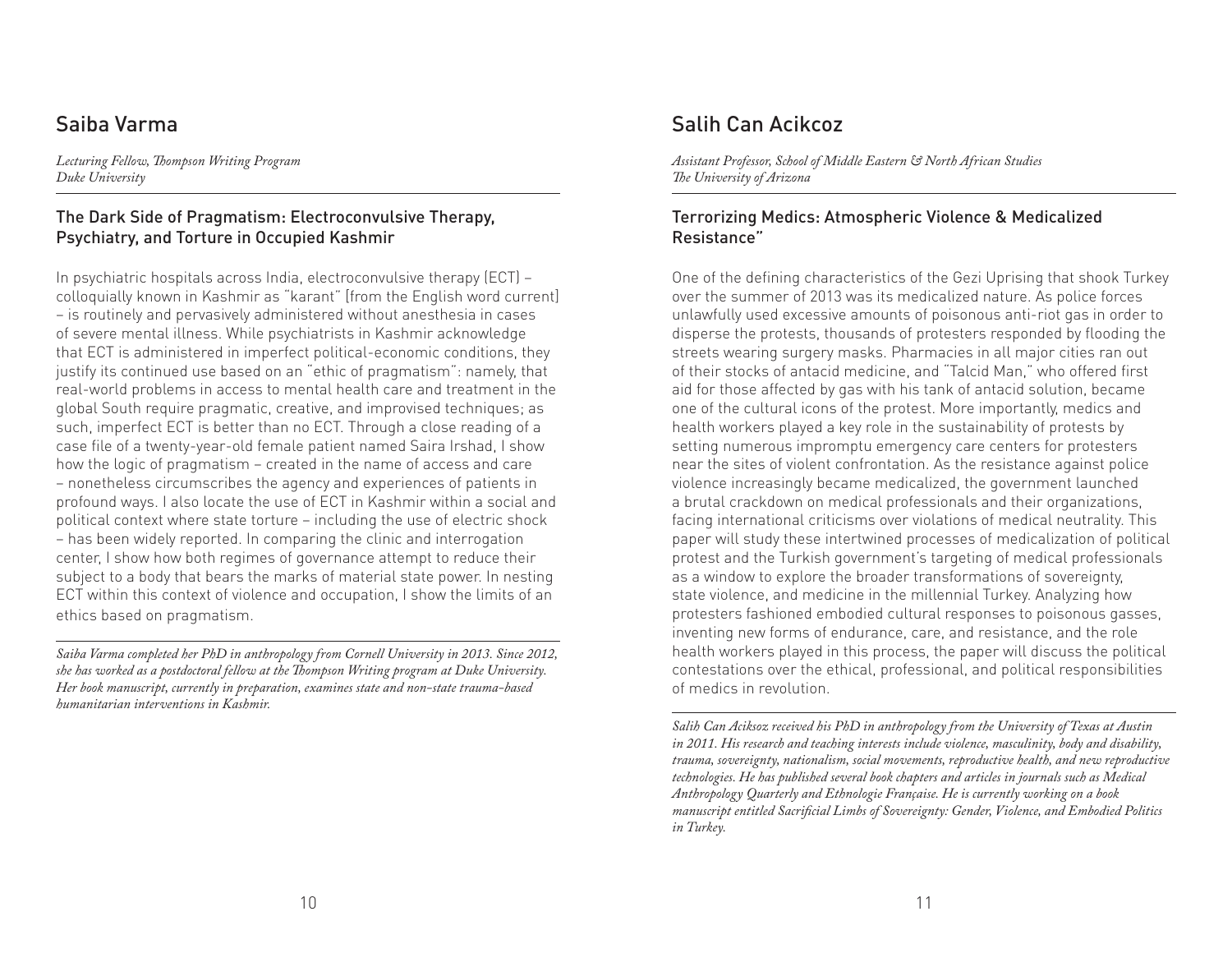## Saiba Varma

*Lecturing Fellow, Thompson Writing Program*
*Duke University*

### The Dark Side of Pragmatism: Electroconvulsive Therapy, Psychiatry, and Torture in Occupied Kashmir

In psychiatric hospitals across India, electroconvulsive therapy (ECT) – colloquially known in Kashmir as "karant" [from the English word current] – is routinely and pervasively administered without anesthesia in cases of severe mental illness. While psychiatrists in Kashmir acknowledge that ECT is administered in imperfect political-economic conditions, they justify its continued use based on an "ethic of pragmatism": namely, that real-world problems in access to mental health care and treatment in the global South require pragmatic, creative, and improvised techniques; as such, imperfect ECT is better than no ECT. Through a close reading of a case file of a twenty-year-old female patient named Saira Irshad, I show how the logic of pragmatism – created in the name of access and care – nonetheless circumscribes the agency and experiences of patients in profound ways. I also locate the use of ECT in Kashmir within a social and political context where state torture – including the use of electric shock – has been widely reported. In comparing the clinic and interrogation center, I show how both regimes of governance attempt to reduce their subject to a body that bears the marks of material state power. In nesting ECT within this context of violence and occupation, I show the limits of an ethics based on pragmatism.

*Saiba Varma completed her PhD in anthropology from Cornell University in 2013. Since 2012, she has worked as a postdoctoral fellow at the Thompson Writing program at Duke University. Her book manuscript, currently in preparation, examines state and non-state trauma-based humanitarian interventions in Kashmir.*

## Salih Can Acikcoz

*Assistant Professor, School of Middle Eastern & North African Studies*
*The University of Arizona*

### Terrorizing Medics: Atmospheric Violence & Medicalized Resistance"

One of the defining characteristics of the Gezi Uprising that shook Turkey over the summer of 2013 was its medicalized nature. As police forces unlawfully used excessive amounts of poisonous anti-riot gas in order to disperse the protests, thousands of protesters responded by flooding the streets wearing surgery masks. Pharmacies in all major cities ran out of their stocks of antacid medicine, and "Talcid Man," who offered first aid for those affected by gas with his tank of antacid solution, became one of the cultural icons of the protest. More importantly, medics and health workers played a key role in the sustainability of protests by setting numerous impromptu emergency care centers for protesters near the sites of violent confrontation. As the resistance against police violence increasingly became medicalized, the government launched a brutal crackdown on medical professionals and their organizations, facing international criticisms over violations of medical neutrality. This paper will study these intertwined processes of medicalization of political protest and the Turkish government's targeting of medical professionals as a window to explore the broader transformations of sovereignty, state violence, and medicine in the millennial Turkey. Analyzing how protesters fashioned embodied cultural responses to poisonous gasses, inventing new forms of endurance, care, and resistance, and the role health workers played in this process, the paper will discuss the political contestations over the ethical, professional, and political responsibilities of medics in revolution.

*Salih Can Aciksoz received his PhD in anthropology from the University of Texas at Austin in 2011. His research and teaching interests include violence, masculinity, body and disability, trauma, sovereignty, nationalism, social movements, reproductive health, and new reproductive technologies. He has published several book chapters and articles in journals such as Medical Anthropology Quarterly and Ethnologie Française. He is currently working on a book manuscript entitled Sacrificial Limbs of Sovereignty: Gender, Violence, and Embodied Politics in Turkey.*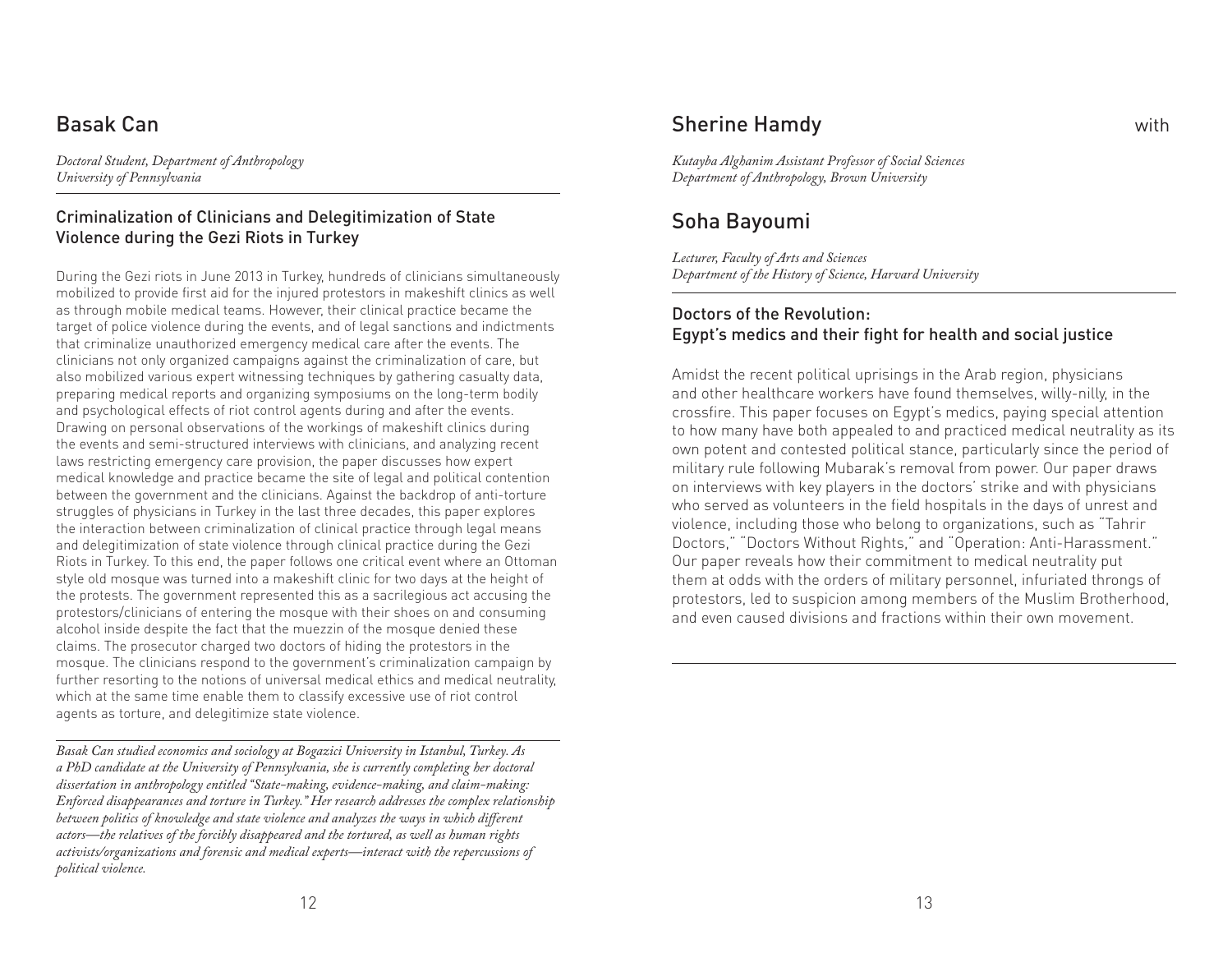## Basak Can

*Doctoral Student, Department of Anthropology*
*University of Pennsylvania*

### Criminalization of Clinicians and Delegitimization of State Violence during the Gezi Riots in Turkey

During the Gezi riots in June 2013 in Turkey, hundreds of clinicians simultaneously mobilized to provide first aid for the injured protestors in makeshift clinics as well as through mobile medical teams. However, their clinical practice became the target of police violence during the events, and of legal sanctions and indictments that criminalize unauthorized emergency medical care after the events. The clinicians not only organized campaigns against the criminalization of care, but also mobilized various expert witnessing techniques by gathering casualty data, preparing medical reports and organizing symposiums on the long-term bodily and psychological effects of riot control agents during and after the events. Drawing on personal observations of the workings of makeshift clinics during the events and semi-structured interviews with clinicians, and analyzing recent laws restricting emergency care provision, the paper discusses how expert medical knowledge and practice became the site of legal and political contention between the government and the clinicians. Against the backdrop of anti-torture struggles of physicians in Turkey in the last three decades, this paper explores the interaction between criminalization of clinical practice through legal means and delegitimization of state violence through clinical practice during the Gezi Riots in Turkey. To this end, the paper follows one critical event where an Ottoman style old mosque was turned into a makeshift clinic for two days at the height of the protests. The government represented this as a sacrilegious act accusing the protestors/clinicians of entering the mosque with their shoes on and consuming alcohol inside despite the fact that the muezzin of the mosque denied these claims. The prosecutor charged two doctors of hiding the protestors in the mosque. The clinicians respond to the government's criminalization campaign by further resorting to the notions of universal medical ethics and medical neutrality, which at the same time enable them to classify excessive use of riot control agents as torture, and delegitimize state violence.

*Basak Can studied economics and sociology at Bogazici University in Istanbul, Turkey. As a PhD candidate at the University of Pennsylvania, she is currently completing her doctoral dissertation in anthropology entitled "State-making, evidence-making, and claim-making: Enforced disappearances and torture in Turkey." Her research addresses the complex relationship between politics of knowledge and state violence and analyzes the ways in which different actors—the relatives of the forcibly disappeared and the tortured, as well as human rights activists/organizations and forensic and medical experts—interact with the repercussions of political violence.*

## Sherine Hamdy with

*Kutayba Alghanim Assistant Professor of Social Sciences*
*Department of Anthropology, Brown University*

## Soha Bayoumi

*Lecturer, Faculty of Arts and Sciences*
*Department of the History of Science, Harvard University*

### Doctors of the Revolution: Egypt's medics and their fight for health and social justice

Amidst the recent political uprisings in the Arab region, physicians and other healthcare workers have found themselves, willy-nilly, in the crossfire. This paper focuses on Egypt's medics, paying special attention to how many have both appealed to and practiced medical neutrality as its own potent and contested political stance, particularly since the period of military rule following Mubarak's removal from power. Our paper draws on interviews with key players in the doctors' strike and with physicians who served as volunteers in the field hospitals in the days of unrest and violence, including those who belong to organizations, such as "Tahrir Doctors," "Doctors Without Rights," and "Operation: Anti-Harassment." Our paper reveals how their commitment to medical neutrality put them at odds with the orders of military personnel, infuriated throngs of protestors, led to suspicion among members of the Muslim Brotherhood, and even caused divisions and fractions within their own movement.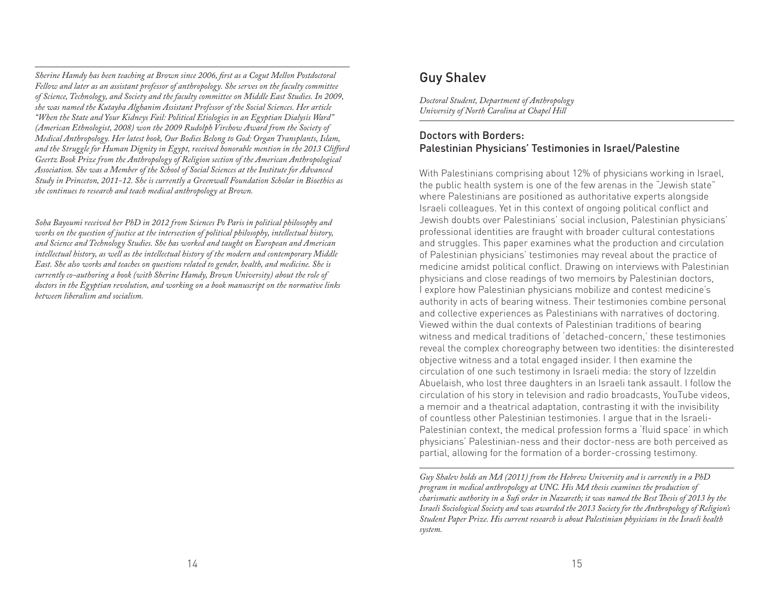*Sherine Hamdy has been teaching at Brown since 2006, first as a Cogut Mellon Postdoctoral Fellow and later as an assistant professor of anthropology. She serves on the faculty committee of Science, Technology, and Society and the faculty committee on Middle East Studies. In 2009, she was named the Kutayba Alghanim Assistant Professor of the Social Sciences. Her article "When the State and Your Kidneys Fail: Political Etiologies in an Egyptian Dialysis Ward" (American Ethnologist, 2008) won the 2009 Rudolph Virchow Award from the Society of Medical Anthropology. Her latest book, Our Bodies Belong to God: Organ Transplants, Islam, and the Struggle for Human Dignity in Egypt, received honorable mention in the 2013 Clifford Geertz Book Prize from the Anthropology of Religion section of the American Anthropological Association. She was a Member of the School of Social Sciences at the Institute for Advanced Study in Princeton, 2011-12. She is currently a Greenwall Foundation Scholar in Bioethics as she continues to research and teach medical anthropology at Brown.*

*Soha Bayoumi received her PhD in 2012 from Sciences Po Paris in political philosophy and works on the question of justice at the intersection of political philosophy, intellectual history, and Science and Technology Studies. She has worked and taught on European and American intellectual history, as well as the intellectual history of the modern and contemporary Middle East. She also works and teaches on questions related to gender, health, and medicine. She is currently co-authoring a book (with Sherine Hamdy, Brown University) about the role of doctors in the Egyptian revolution, and working on a book manuscript on the normative links between liberalism and socialism.*

## Guy Shalev

*Doctoral Student, Department of Anthropology*
*University of North Carolina at Chapel Hill*

### Doctors with Borders: Palestinian Physicians' Testimonies in Israel/Palestine

With Palestinians comprising about 12% of physicians working in Israel, the public health system is one of the few arenas in the "Jewish state" where Palestinians are positioned as authoritative experts alongside Israeli colleagues. Yet in this context of ongoing political conflict and Jewish doubts over Palestinians' social inclusion, Palestinian physicians' professional identities are fraught with broader cultural contestations and struggles. This paper examines what the production and circulation of Palestinian physicians' testimonies may reveal about the practice of medicine amidst political conflict. Drawing on interviews with Palestinian physicians and close readings of two memoirs by Palestinian doctors, I explore how Palestinian physicians mobilize and contest medicine's authority in acts of bearing witness. Their testimonies combine personal and collective experiences as Palestinians with narratives of doctoring. Viewed within the dual contexts of Palestinian traditions of bearing witness and medical traditions of 'detached-concern,' these testimonies reveal the complex choreography between two identities: the disinterested objective witness and a total engaged insider. I then examine the circulation of one such testimony in Israeli media: the story of Izzeldin Abuelaish, who lost three daughters in an Israeli tank assault. I follow the circulation of his story in television and radio broadcasts, YouTube videos, a memoir and a theatrical adaptation, contrasting it with the invisibility of countless other Palestinian testimonies. I argue that in the Israeli-Palestinian context, the medical profession forms a 'fluid space' in which physicians' Palestinian-ness and their doctor-ness are both perceived as partial, allowing for the formation of a border-crossing testimony.

*Guy Shalev holds an MA (2011) from the Hebrew University and is currently in a PhD program in medical anthropology at UNC. His MA thesis examines the production of charismatic authority in a Sufi order in Nazareth; it was named the Best Thesis of 2013 by the Israeli Sociological Society and was awarded the 2013 Society for the Anthropology of Religion's Student Paper Prize. His current research is about Palestinian physicians in the Israeli health system.*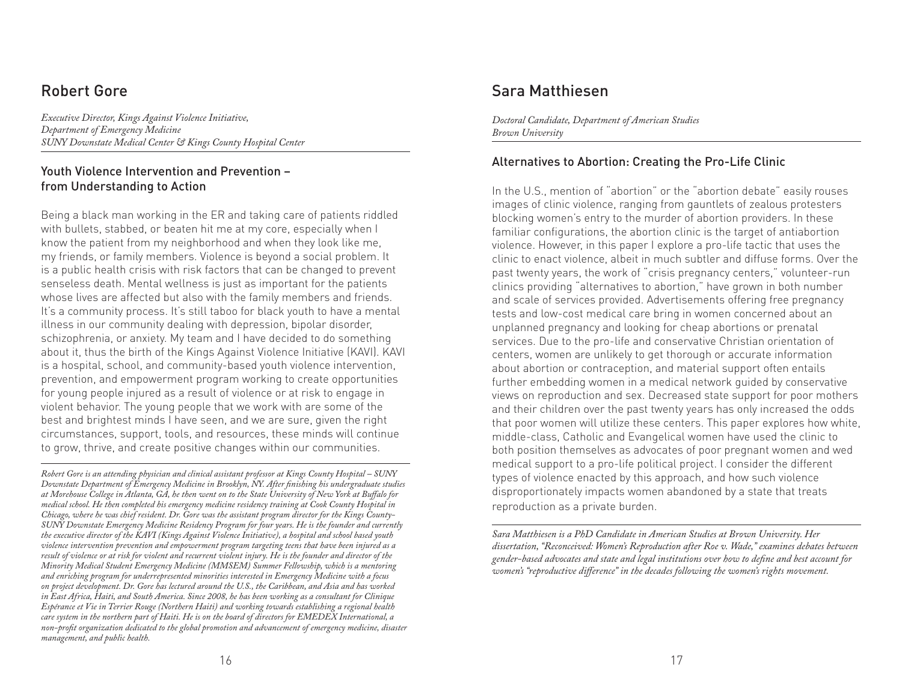## Robert Gore

*Executive Director, Kings Against Violence Initiative,*
*Department of Emergency Medicine*
*SUNY Downstate Medical Center & Kings County Hospital Center*

### Youth Violence Intervention and Prevention – from Understanding to Action

Being a black man working in the ER and taking care of patients riddled with bullets, stabbed, or beaten hit me at my core, especially when I know the patient from my neighborhood and when they look like me, my friends, or family members. Violence is beyond a social problem. It is a public health crisis with risk factors that can be changed to prevent senseless death. Mental wellness is just as important for the patients whose lives are affected but also with the family members and friends. It's a community process. It's still taboo for black youth to have a mental illness in our community dealing with depression, bipolar disorder, schizophrenia, or anxiety. My team and I have decided to do something about it, thus the birth of the Kings Against Violence Initiative (KAVI). KAVI is a hospital, school, and community-based youth violence intervention, prevention, and empowerment program working to create opportunities for young people injured as a result of violence or at risk to engage in violent behavior. The young people that we work with are some of the best and brightest minds I have seen, and we are sure, given the right circumstances, support, tools, and resources, these minds will continue to grow, thrive, and create positive changes within our communities.

*Robert Gore is an attending physician and clinical assistant professor at Kings County Hospital – SUNY Downstate Department of Emergency Medicine in Brooklyn, NY. After finishing his undergraduate studies at Morehouse College in Atlanta, GA, he then went on to the State University of New York at Buffalo for medical school. He then completed his emergency medicine residency training at Cook County Hospital in Chicago, where he was chief resident. Dr. Gore was the assistant program director for the Kings County-SUNY Downstate Emergency Medicine Residency Program for four years. He is the founder and currently the executive director of the KAVI (Kings Against Violence Initiative), a hospital and school based youth violence intervention prevention and empowerment program targeting teens that have been injured as a result of violence or at risk for violent and recurrent violent injury. He is the founder and director of the Minority Medical Student Emergency Medicine (MMSEM) Summer Fellowship, which is a mentoring and enriching program for underrepresented minorities interested in Emergency Medicine with a focus on project development. Dr. Gore has lectured around the U.S., the Caribbean, and Asia and has worked in East Africa, Haiti, and South America. Since 2008, he has been working as a consultant for Clinique Espérance et Vie in Terrier Rouge (Northern Haiti) and working towards establishing a regional health care system in the northern part of Haiti. He is on the board of directors for EMEDEX International, a non-profit organization dedicated to the global promotion and advancement of emergency medicine, disaster management, and public health.*

## Sara Matthiesen

*Doctoral Candidate, Department of American Studies*
*Brown University*

### Alternatives to Abortion: Creating the Pro-Life Clinic

In the U.S., mention of "abortion" or the "abortion debate" easily rouses images of clinic violence, ranging from gauntlets of zealous protesters blocking women's entry to the murder of abortion providers. In these familiar configurations, the abortion clinic is the target of antiabortion violence. However, in this paper I explore a pro-life tactic that uses the clinic to enact violence, albeit in much subtler and diffuse forms. Over the past twenty years, the work of "crisis pregnancy centers," volunteer-run clinics providing "alternatives to abortion," have grown in both number and scale of services provided. Advertisements offering free pregnancy tests and low-cost medical care bring in women concerned about an unplanned pregnancy and looking for cheap abortions or prenatal services. Due to the pro-life and conservative Christian orientation of centers, women are unlikely to get thorough or accurate information about abortion or contraception, and material support often entails further embedding women in a medical network guided by conservative views on reproduction and sex. Decreased state support for poor mothers and their children over the past twenty years has only increased the odds that poor women will utilize these centers. This paper explores how white, middle-class, Catholic and Evangelical women have used the clinic to both position themselves as advocates of poor pregnant women and wed medical support to a pro-life political project. I consider the different types of violence enacted by this approach, and how such violence disproportionately impacts women abandoned by a state that treats reproduction as a private burden.

*Sara Matthiesen is a PhD Candidate in American Studies at Brown University. Her dissertation, "Reconceived: Women's Reproduction after Roe v. Wade," examines debates between gender-based advocates and state and legal institutions over how to define and best account for women's "reproductive difference" in the decades following the women's rights movement.*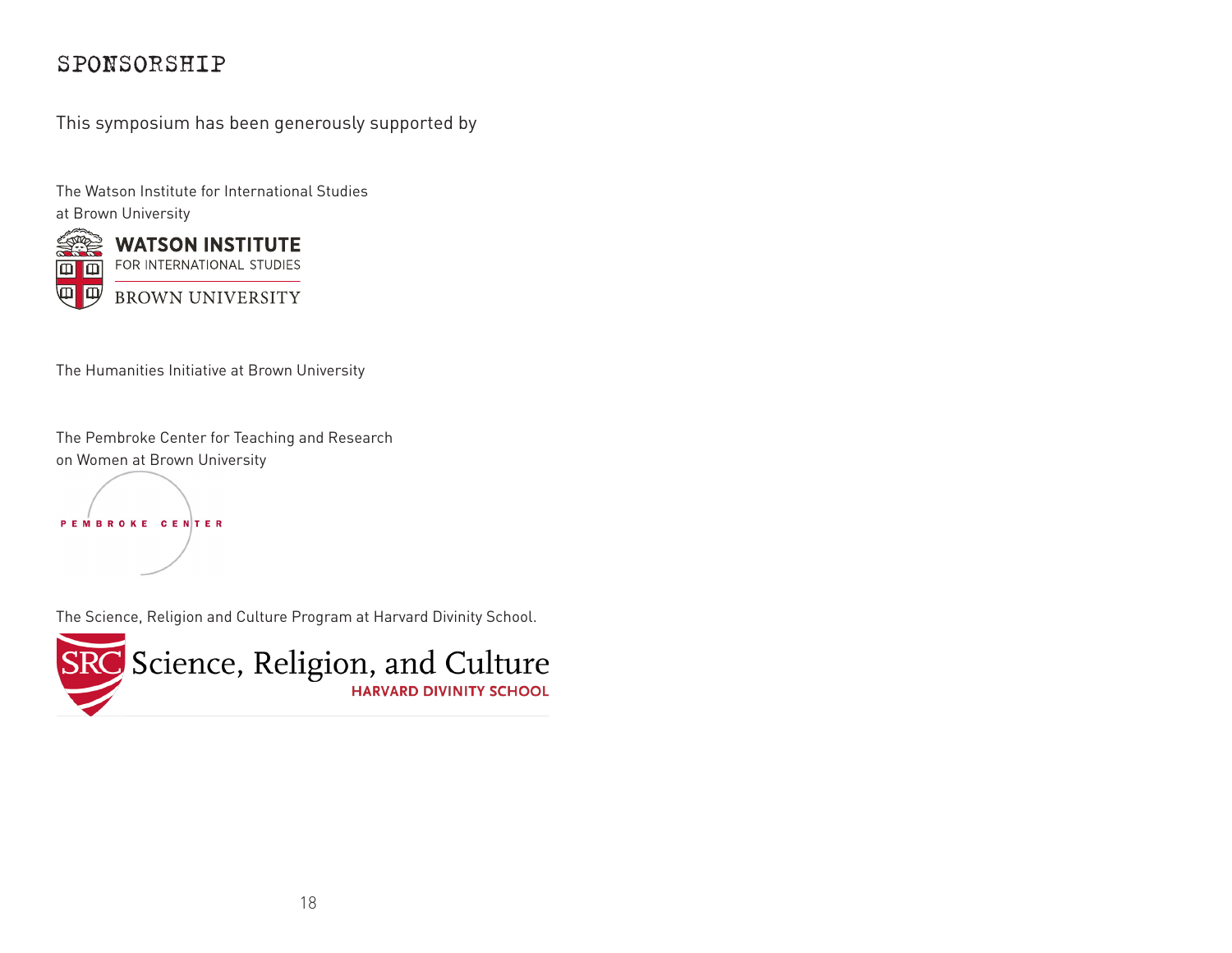# SPONSORSHIP

This symposium has been generously supported by

The Watson Institute for International Studies
at Brown University

WATSON INSTITUTE
FOR INTERNATIONAL STUDIES
BROWN UNIVERSITY

The Humanities Initiative at Brown University

The Pembroke Center for Teaching and Research
on Women at Brown University

PEMBROKE CENTER

The Science, Religion and Culture Program at Harvard Divinity School.

SRC Science, Religion, and Culture
HARVARD DIVINITY SCHOOL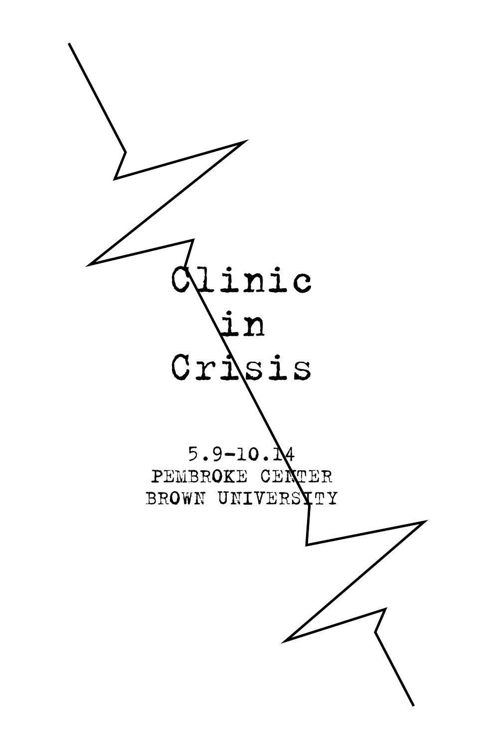# Clinic in Crisis

5.9–10.14
PEMBROKE CENTER
BROWN UNIVERSITY